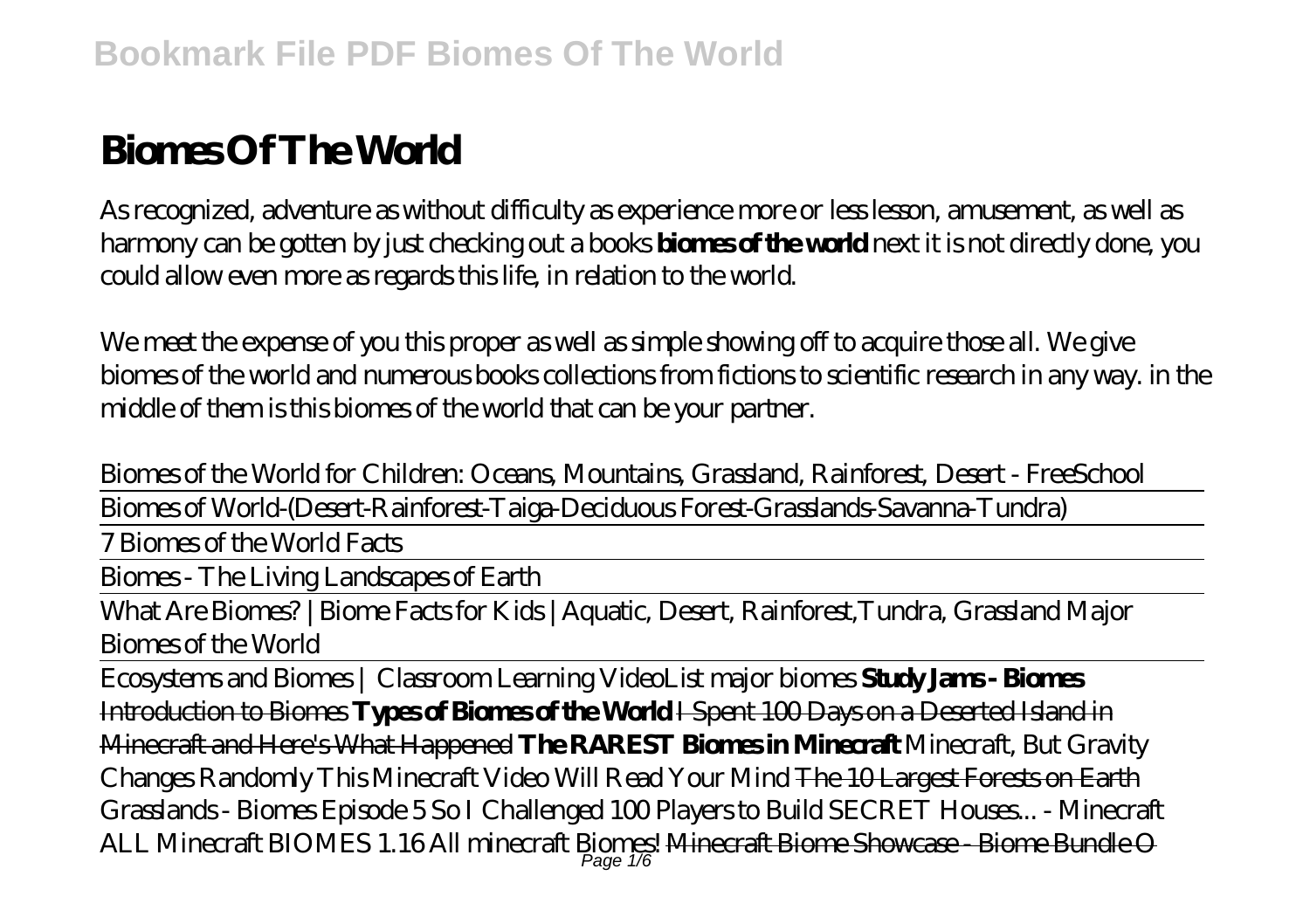# Biomes Of The World

As recognized, adventure as without difficulty as experience more or less lesson, amusement, as well as harmony can be gotten by just checking out a books **biomes of the world** next it is not directly done, you could allow even more as regards this life, in relation to the world.

We meet the expense of you this proper as well as simple showing off to acquire those all. We give biomes of the world and numerous books collections from fictions to scientific research in any way. in the middle of them is this biomes of the world that can be your partner.

*Biomes of the World for Children: Oceans, Mountains, Grassland, Rainforest, Desert - FreeSchool*

Biomes of World-(Desert-Rainforest-Taiga-Deciduous Forest-Grasslands-Savanna-Tundra)

7 Biomes of the World Facts

Biomes - The Living Landscapes of Earth

What Are Biomes? |Biome Facts for Kids |Aquatic, Desert, Rainforest,Tundra, Grassland Major Biomes of the World

Ecosystems and Biomes | Classroom Learning Video*List major biomes* **Study Jams - Biomes** ~~Introduction to Biomes~~ **Types of Biomes of the World** ~~I Spent 100 Days on a Deserted Island in Minecraft and Here's What Happened~~ **The RAREST Biomes in Minecraft** *Minecraft, But Gravity Changes Randomly This Minecraft Video Will Read Your Mind* ~~The 10 Largest Forests on Earth~~ *Grasslands - Biomes Episode 5 So I Challenged 100 Players to Build SECRET Houses... - Minecraft ALL Minecraft BIOMES 1.16 All minecraft Biomes!* ~~Minecraft Biome Showcase - Biome Bundle O~~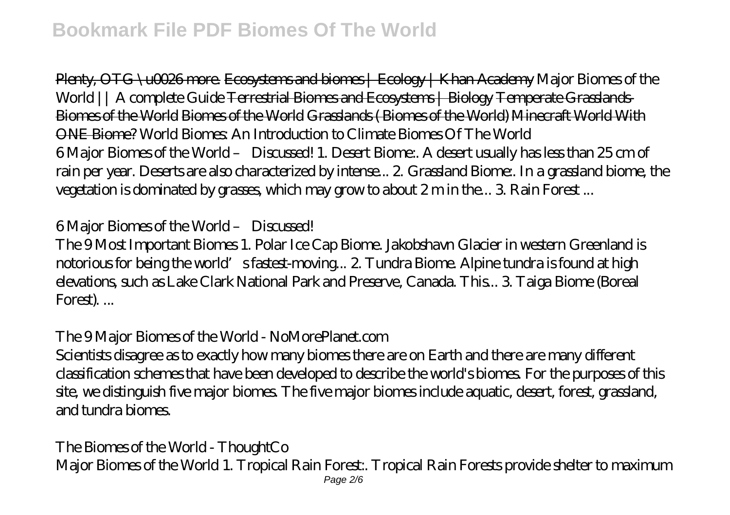~~Plenty, OTG \u0026 more.~~ ~~Ecosystems and biomes | Ecology | Khan Academy~~ *Major Biomes of the World || A complete Guide* ~~Terrestrial Biomes and Ecosystems | Biology~~ ~~Temperate Grasslands- Biomes of the World~~ ~~Biomes of the World~~ ~~Grasslands ( Biomes of the World)~~ ~~Minecraft World With ONE Biome?~~ *World Biomes: An Introduction to Climate Biomes Of The World*

6 Major Biomes of the World – Discussed! 1. Desert Biome:. A desert usually has less than 25 cm of rain per year. Deserts are also characterized by intense... 2. Grassland Biome:. In a grassland biome, the vegetation is dominated by grasses, which may grow to about 2 m in the... 3. Rain Forest ...

*6 Major Biomes of the World – Discussed!*

The 9 Most Important Biomes 1. Polar Ice Cap Biome. Jakobshavn Glacier in western Greenland is notorious for being the world's fastest-moving... 2. Tundra Biome. Alpine tundra is found at high elevations, such as Lake Clark National Park and Preserve, Canada. This... 3. Taiga Biome (Boreal Forest). ...

*The 9 Major Biomes of the World - NoMorePlanet.com*

Scientists disagree as to exactly how many biomes there are on Earth and there are many different classification schemes that have been developed to describe the world's biomes. For the purposes of this site, we distinguish five major biomes. The five major biomes include aquatic, desert, forest, grassland, and tundra biomes.

*The Biomes of the World - ThoughtCo*

Major Biomes of the World 1. Tropical Rain Forest:. Tropical Rain Forests provide shelter to maximum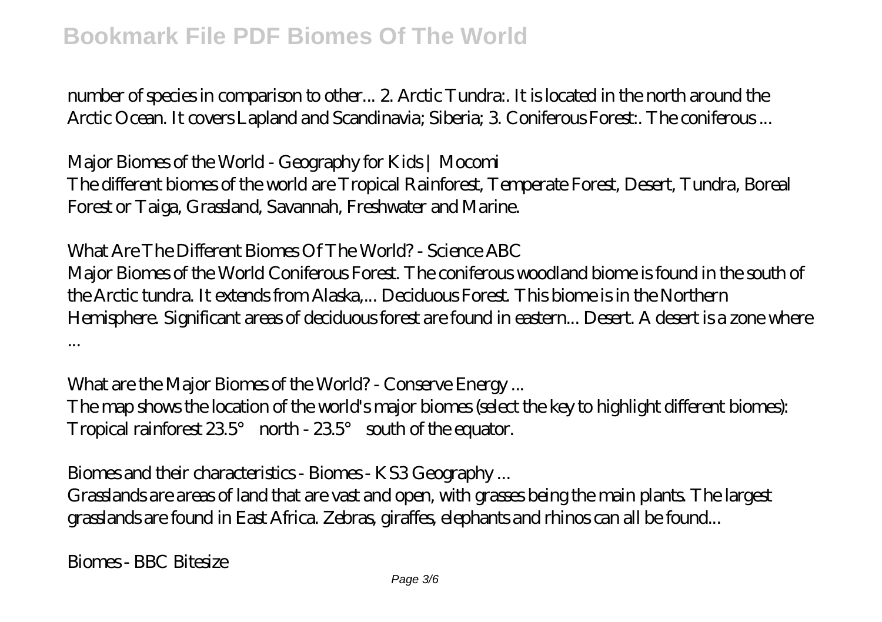number of species in comparison to other... 2. Arctic Tundra:. It is located in the north around the Arctic Ocean. It covers Lapland and Scandinavia; Siberia; 3. Coniferous Forest:. The coniferous ...

*Major Biomes of the World - Geography for Kids | Mocomi*

The different biomes of the world are Tropical Rainforest, Temperate Forest, Desert, Tundra, Boreal Forest or Taiga, Grassland, Savannah, Freshwater and Marine.

*What Are The Different Biomes Of The World? - Science ABC*

Major Biomes of the World Coniferous Forest. The coniferous woodland biome is found in the south of the Arctic tundra. It extends from Alaska,... Deciduous Forest. This biome is in the Northern Hemisphere. Significant areas of deciduous forest are found in eastern... Desert. A desert is a zone where ...

*What are the Major Biomes of the World? - Conserve Energy ...*

The map shows the location of the world's major biomes (select the key to highlight different biomes): Tropical rainforest 23.5° north - 23.5° south of the equator.

*Biomes and their characteristics - Biomes - KS3 Geography ...*

Grasslands are areas of land that are vast and open, with grasses being the main plants. The largest grasslands are found in East Africa. Zebras, giraffes, elephants and rhinos can all be found...

*Biomes - BBC Bitesize*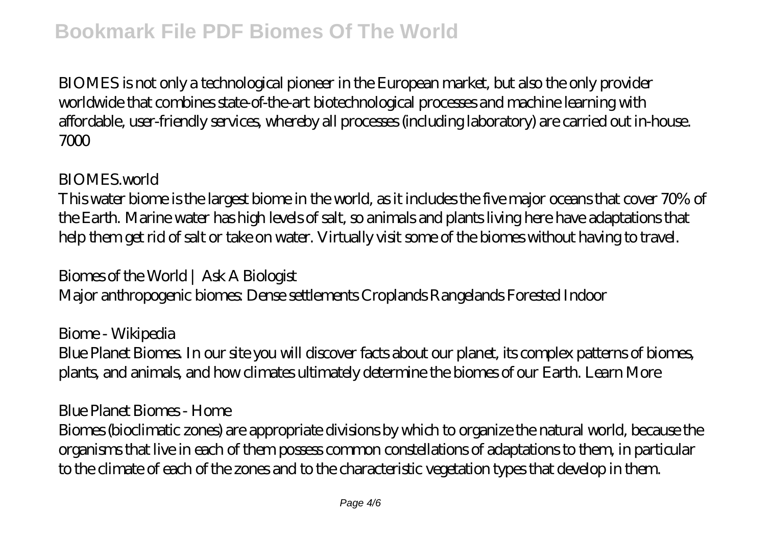BIOMES is not only a technological pioneer in the European market, but also the only provider worldwide that combines state-of-the-art biotechnological processes and machine learning with affordable, user-friendly services, whereby all processes (including laboratory) are carried out in-house. 7000

*BIOMES.world*

This water biome is the largest biome in the world, as it includes the five major oceans that cover 70% of the Earth. Marine water has high levels of salt, so animals and plants living here have adaptations that help them get rid of salt or take on water. Virtually visit some of the biomes without having to travel.

*Biomes of the World | Ask A Biologist*

Major anthropogenic biomes: Dense settlements Croplands Rangelands Forested Indoor

*Biome - Wikipedia*

Blue Planet Biomes. In our site you will discover facts about our planet, its complex patterns of biomes, plants, and animals, and how climates ultimately determine the biomes of our Earth. Learn More

*Blue Planet Biomes - Home*

Biomes (bioclimatic zones) are appropriate divisions by which to organize the natural world, because the organisms that live in each of them possess common constellations of adaptations to them, in particular to the climate of each of the zones and to the characteristic vegetation types that develop in them.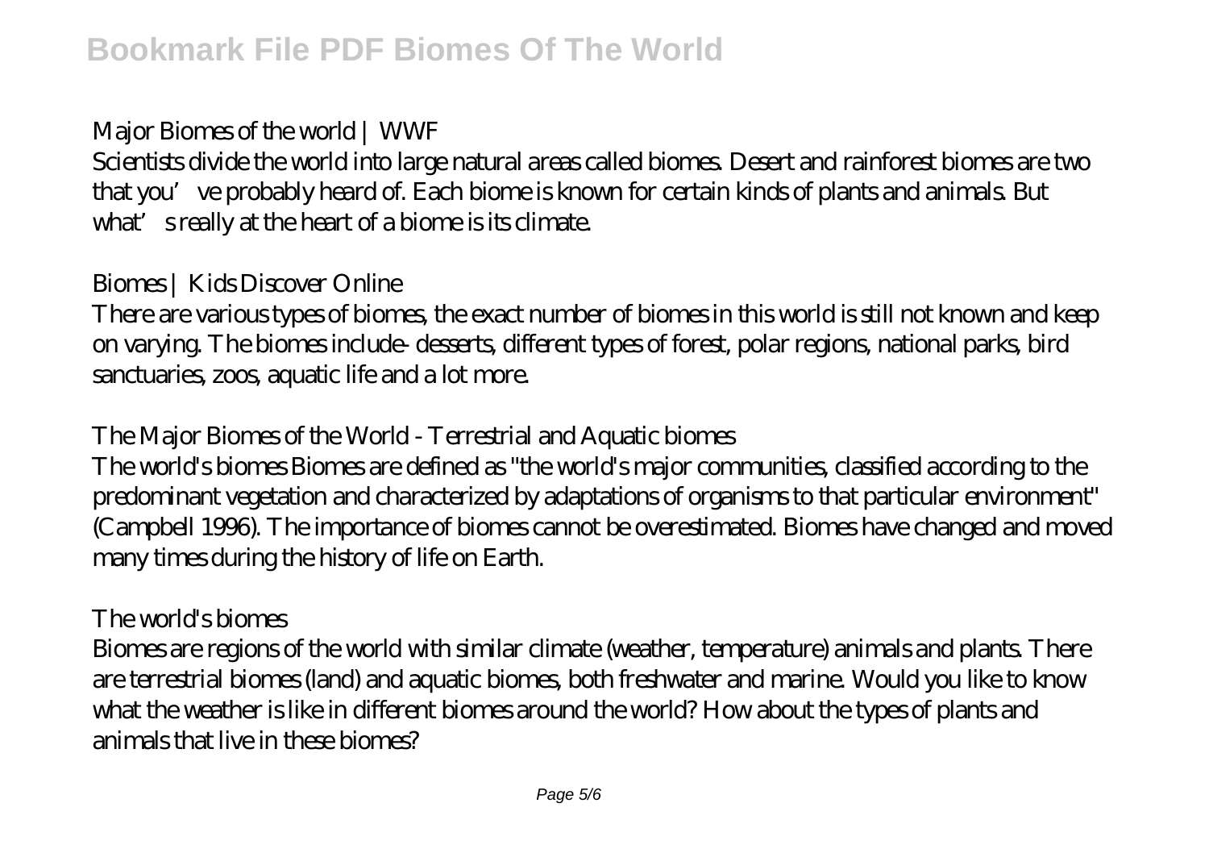*Major Biomes of the world | WWF*

Scientists divide the world into large natural areas called biomes. Desert and rainforest biomes are two that you' ve probably heard of. Each biome is known for certain kinds of plants and animals. But what' s really at the heart of a biome is its climate.

*Biomes | Kids Discover Online*

There are various types of biomes, the exact number of biomes in this world is still not known and keep on varying. The biomes include- desserts, different types of forest, polar regions, national parks, bird sanctuaries, zoos, aquatic life and a lot more.

*The Major Biomes of the World - Terrestrial and Aquatic biomes*

The world's biomes Biomes are defined as "the world's major communities, classified according to the predominant vegetation and characterized by adaptations of organisms to that particular environment" (Campbell 1996). The importance of biomes cannot be overestimated. Biomes have changed and moved many times during the history of life on Earth.

*The world's biomes*

Biomes are regions of the world with similar climate (weather, temperature) animals and plants. There are terrestrial biomes (land) and aquatic biomes, both freshwater and marine. Would you like to know what the weather is like in different biomes around the world? How about the types of plants and animals that live in these biomes?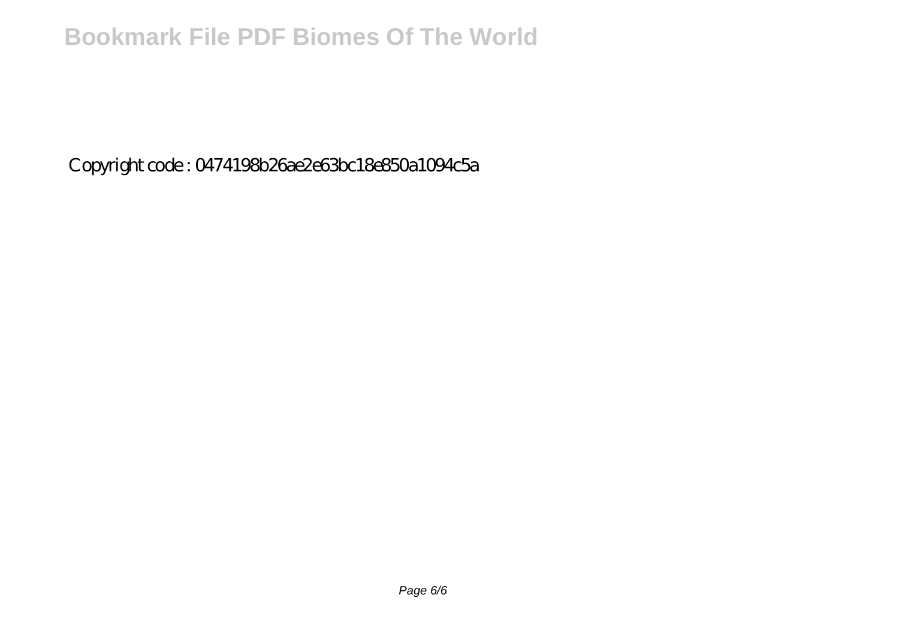Copyright code : 0474198b26ae2e63bc18e850a1094c5a